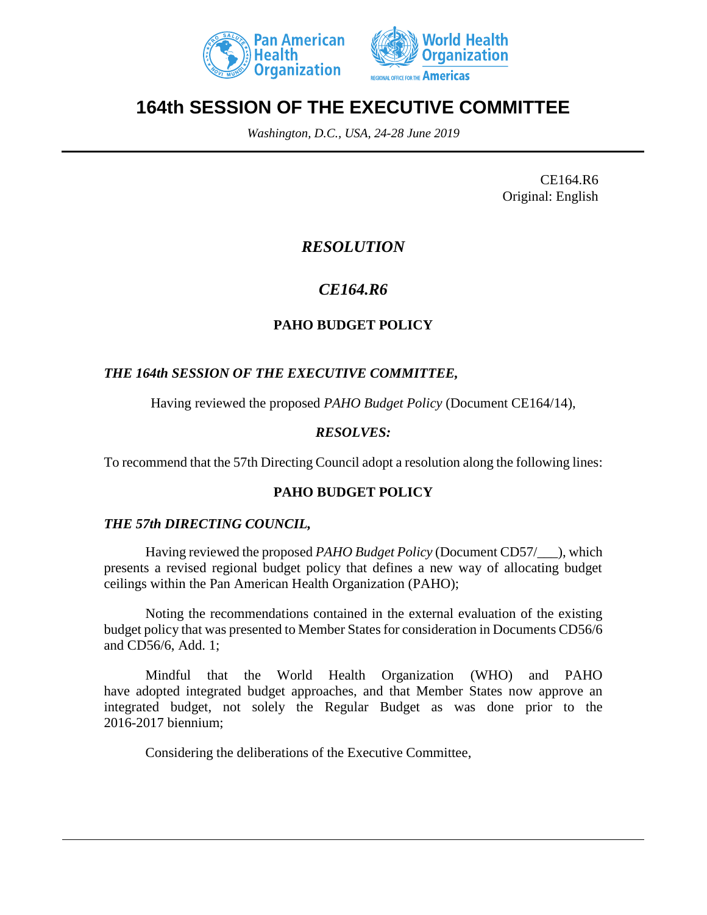# 164th SESSION OF THE EXECUTIVE COMMITTEE

*Washington, D.C., USA, 24-28 June 2019*

CE164.R6
Original: English

## *RESOLUTION*

## *CE164.R6*

### PAHO BUDGET POLICY

***THE 164th SESSION OF THE EXECUTIVE COMMITTEE,***

Having reviewed the proposed *PAHO Budget Policy* (Document CE164/14),

***RESOLVES:***

To recommend that the 57th Directing Council adopt a resolution along the following lines:

### PAHO BUDGET POLICY

***THE 57th DIRECTING COUNCIL,***

Having reviewed the proposed *PAHO Budget Policy* (Document CD57/___), which presents a revised regional budget policy that defines a new way of allocating budget ceilings within the Pan American Health Organization (PAHO);

Noting the recommendations contained in the external evaluation of the existing budget policy that was presented to Member States for consideration in Documents CD56/6 and CD56/6, Add. 1;

Mindful that the World Health Organization (WHO) and PAHO have adopted integrated budget approaches, and that Member States now approve an integrated budget, not solely the Regular Budget as was done prior to the 2016-2017 biennium;

Considering the deliberations of the Executive Committee,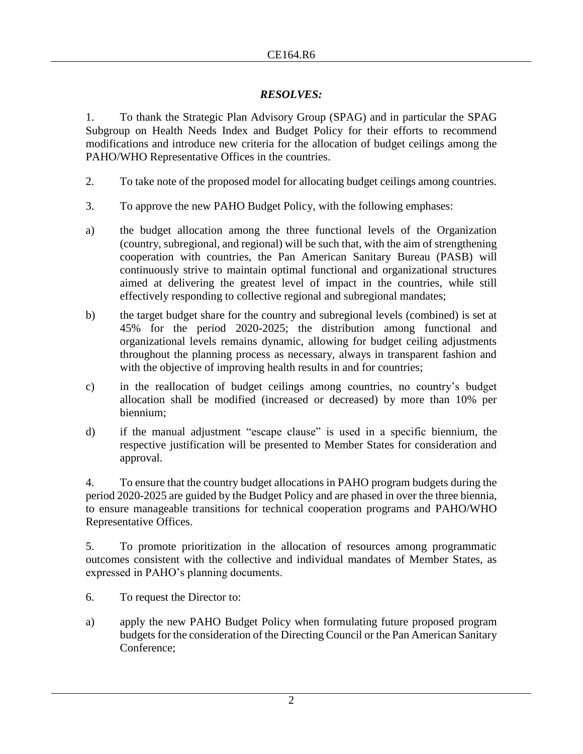*RESOLVES:*

1. To thank the Strategic Plan Advisory Group (SPAG) and in particular the SPAG Subgroup on Health Needs Index and Budget Policy for their efforts to recommend modifications and introduce new criteria for the allocation of budget ceilings among the PAHO/WHO Representative Offices in the countries.

2. To take note of the proposed model for allocating budget ceilings among countries.

3. To approve the new PAHO Budget Policy, with the following emphases:

a) the budget allocation among the three functional levels of the Organization (country, subregional, and regional) will be such that, with the aim of strengthening cooperation with countries, the Pan American Sanitary Bureau (PASB) will continuously strive to maintain optimal functional and organizational structures aimed at delivering the greatest level of impact in the countries, while still effectively responding to collective regional and subregional mandates;

b) the target budget share for the country and subregional levels (combined) is set at 45% for the period 2020-2025; the distribution among functional and organizational levels remains dynamic, allowing for budget ceiling adjustments throughout the planning process as necessary, always in transparent fashion and with the objective of improving health results in and for countries;

c) in the reallocation of budget ceilings among countries, no country's budget allocation shall be modified (increased or decreased) by more than 10% per biennium;

d) if the manual adjustment "escape clause" is used in a specific biennium, the respective justification will be presented to Member States for consideration and approval.

4. To ensure that the country budget allocations in PAHO program budgets during the period 2020-2025 are guided by the Budget Policy and are phased in over the three biennia, to ensure manageable transitions for technical cooperation programs and PAHO/WHO Representative Offices.

5. To promote prioritization in the allocation of resources among programmatic outcomes consistent with the collective and individual mandates of Member States, as expressed in PAHO's planning documents.

6. To request the Director to:

a) apply the new PAHO Budget Policy when formulating future proposed program budgets for the consideration of the Directing Council or the Pan American Sanitary Conference;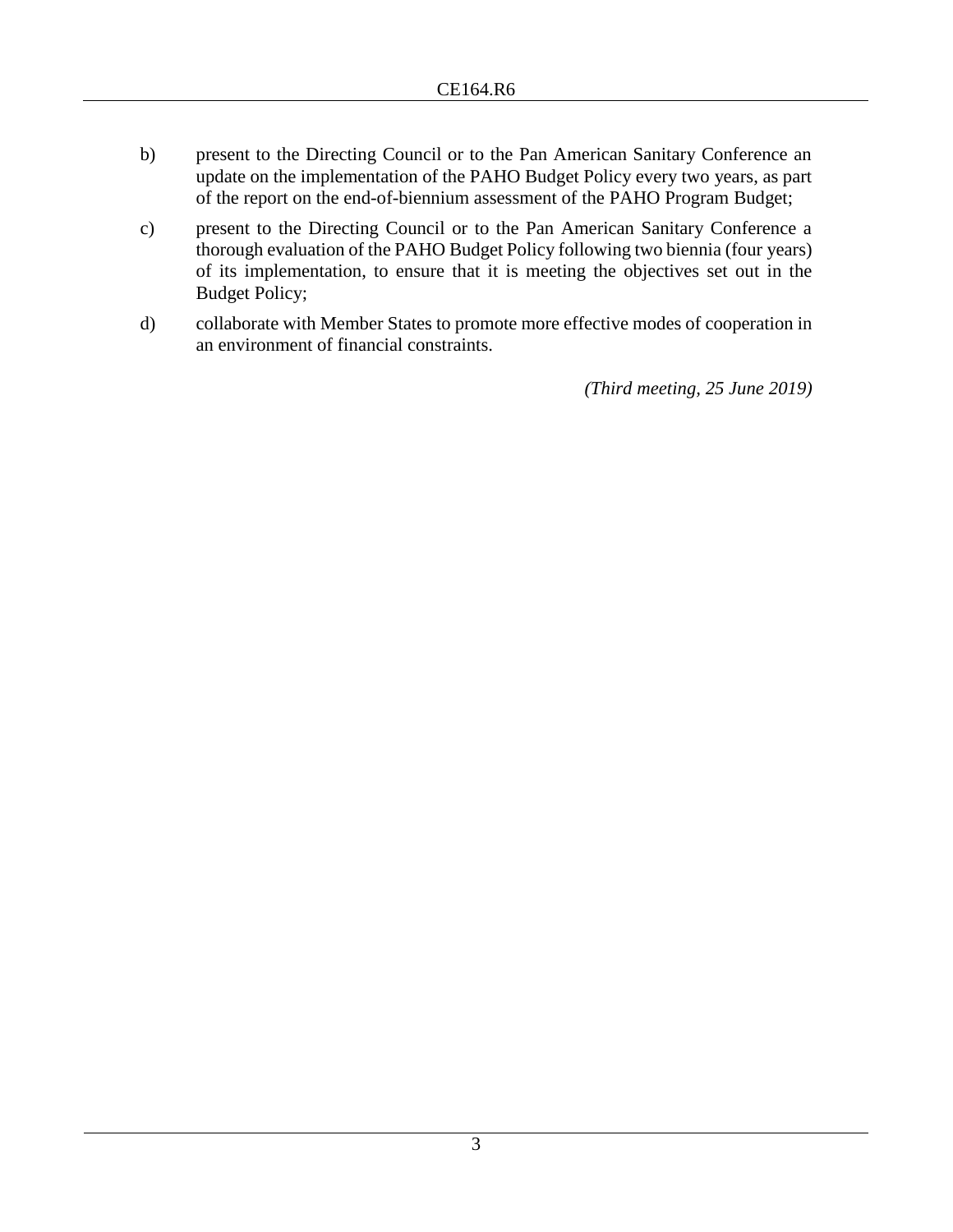b) present to the Directing Council or to the Pan American Sanitary Conference an update on the implementation of the PAHO Budget Policy every two years, as part of the report on the end-of-biennium assessment of the PAHO Program Budget;

c) present to the Directing Council or to the Pan American Sanitary Conference a thorough evaluation of the PAHO Budget Policy following two biennia (four years) of its implementation, to ensure that it is meeting the objectives set out in the Budget Policy;

d) collaborate with Member States to promote more effective modes of cooperation in an environment of financial constraints.

*(Third meeting, 25 June 2019)*